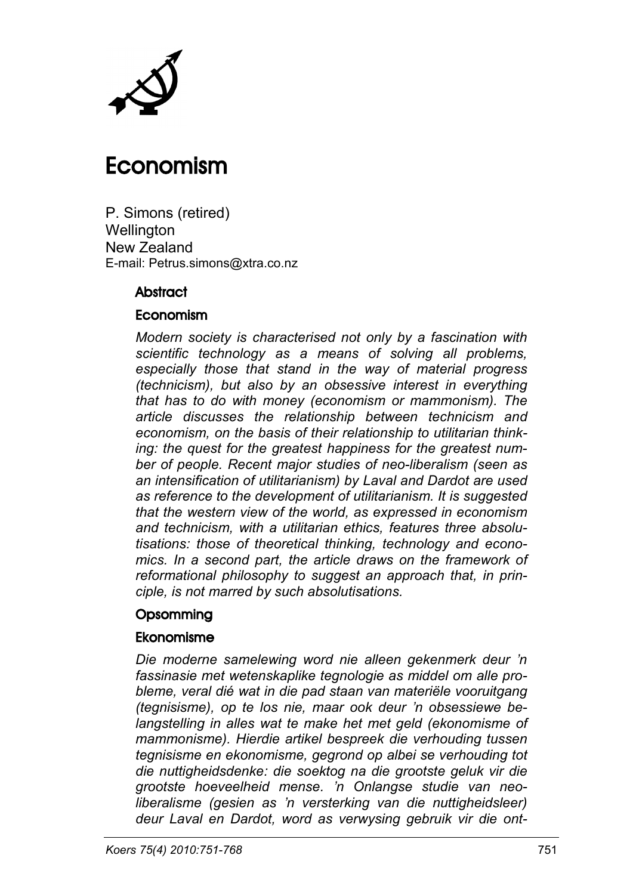# Economism

P. Simons (retired)
Wellington
New Zealand
E-mail: Petrus.simons@xtra.co.nz

## Abstract

### Economism

*Modern society is characterised not only by a fascination with scientific technology as a means of solving all problems, especially those that stand in the way of material progress (technicism), but also by an obsessive interest in everything that has to do with money (economism or mammonism). The article discusses the relationship between technicism and economism, on the basis of their relationship to utilitarian thinking: the quest for the greatest happiness for the greatest number of people. Recent major studies of neo-liberalism (seen as an intensification of utilitarianism) by Laval and Dardot are used as reference to the development of utilitarianism. It is suggested that the western view of the world, as expressed in economism and technicism, with a utilitarian ethics, features three absolutisations: those of theoretical thinking, technology and economics. In a second part, the article draws on the framework of reformational philosophy to suggest an approach that, in principle, is not marred by such absolutisations.*

## Opsomming

### Ekonomisme

*Die moderne samelewing word nie alleen gekenmerk deur 'n fassinasie met wetenskaplike tegnologie as middel om alle probleme, veral dié wat in die pad staan van materiële vooruitgang (tegnisisme), op te los nie, maar ook deur 'n obsessiewe belangstelling in alles wat te make het met geld (ekonomisme of mammonisme). Hierdie artikel bespreek die verhouding tussen tegnisisme en ekonomisme, gegrond op albei se verhouding tot die nuttigheidsdenke: die soektog na die grootste geluk vir die grootste hoeveelheid mense. 'n Onlangse studie van neo-liberalisme (gesien as 'n versterking van die nuttigheidsleer) deur Laval en Dardot, word as verwysing gebruik vir die ont-*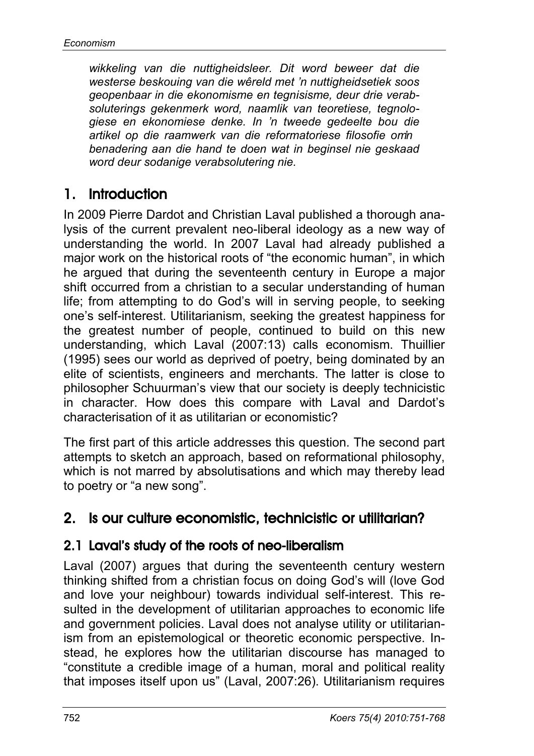*wikkeling van die nuttigheidsleer. Dit word beweer dat die westerse beskouing van die wêreld met 'n nuttigheidsetiek soos geopenbaar in die ekonomisme en tegnisisme, deur drie verabsoluterings gekenmerk word, naamlik van teoretiese, tegnologiese en ekonomiese denke. In 'n tweede gedeelte bou die artikel op die raamwerk van die reformatoriese filosofie om'n benadering aan die hand te doen wat in beginsel nie geskaad word deur sodanige verabsolutering nie.*

## 1. Introduction

In 2009 Pierre Dardot and Christian Laval published a thorough analysis of the current prevalent neo-liberal ideology as a new way of understanding the world. In 2007 Laval had already published a major work on the historical roots of "the economic human", in which he argued that during the seventeenth century in Europe a major shift occurred from a christian to a secular understanding of human life; from attempting to do God's will in serving people, to seeking one's self-interest. Utilitarianism, seeking the greatest happiness for the greatest number of people, continued to build on this new understanding, which Laval (2007:13) calls economism. Thuillier (1995) sees our world as deprived of poetry, being dominated by an elite of scientists, engineers and merchants. The latter is close to philosopher Schuurman's view that our society is deeply technicistic in character. How does this compare with Laval and Dardot's characterisation of it as utilitarian or economistic?

The first part of this article addresses this question. The second part attempts to sketch an approach, based on reformational philosophy, which is not marred by absolutisations and which may thereby lead to poetry or "a new song".

## 2. Is our culture economistic, technicistic or utilitarian?

### 2.1 Laval's study of the roots of neo-liberalism

Laval (2007) argues that during the seventeenth century western thinking shifted from a christian focus on doing God's will (love God and love your neighbour) towards individual self-interest. This resulted in the development of utilitarian approaches to economic life and government policies. Laval does not analyse utility or utilitarianism from an epistemological or theoretic economic perspective. Instead, he explores how the utilitarian discourse has managed to "constitute a credible image of a human, moral and political reality that imposes itself upon us" (Laval, 2007:26). Utilitarianism requires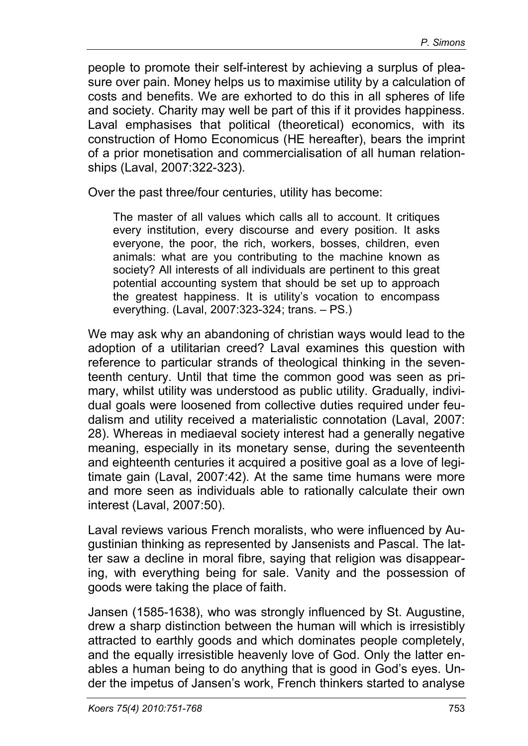people to promote their self-interest by achieving a surplus of pleasure over pain. Money helps us to maximise utility by a calculation of costs and benefits. We are exhorted to do this in all spheres of life and society. Charity may well be part of this if it provides happiness. Laval emphasises that political (theoretical) economics, with its construction of Homo Economicus (HE hereafter), bears the imprint of a prior monetisation and commercialisation of all human relationships (Laval, 2007:322-323).

Over the past three/four centuries, utility has become:

> The master of all values which calls all to account. It critiques every institution, every discourse and every position. It asks everyone, the poor, the rich, workers, bosses, children, even animals: what are you contributing to the machine known as society? All interests of all individuals are pertinent to this great potential accounting system that should be set up to approach the greatest happiness. It is utility's vocation to encompass everything. (Laval, 2007:323-324; trans. – PS.)

We may ask why an abandoning of christian ways would lead to the adoption of a utilitarian creed? Laval examines this question with reference to particular strands of theological thinking in the seventeenth century. Until that time the common good was seen as primary, whilst utility was understood as public utility. Gradually, individual goals were loosened from collective duties required under feudalism and utility received a materialistic connotation (Laval, 2007: 28). Whereas in mediaeval society interest had a generally negative meaning, especially in its monetary sense, during the seventeenth and eighteenth centuries it acquired a positive goal as a love of legitimate gain (Laval, 2007:42). At the same time humans were more and more seen as individuals able to rationally calculate their own interest (Laval, 2007:50).

Laval reviews various French moralists, who were influenced by Augustinian thinking as represented by Jansenists and Pascal. The latter saw a decline in moral fibre, saying that religion was disappearing, with everything being for sale. Vanity and the possession of goods were taking the place of faith.

Jansen (1585-1638), who was strongly influenced by St. Augustine, drew a sharp distinction between the human will which is irresistibly attracted to earthly goods and which dominates people completely, and the equally irresistible heavenly love of God. Only the latter enables a human being to do anything that is good in God's eyes. Under the impetus of Jansen's work, French thinkers started to analyse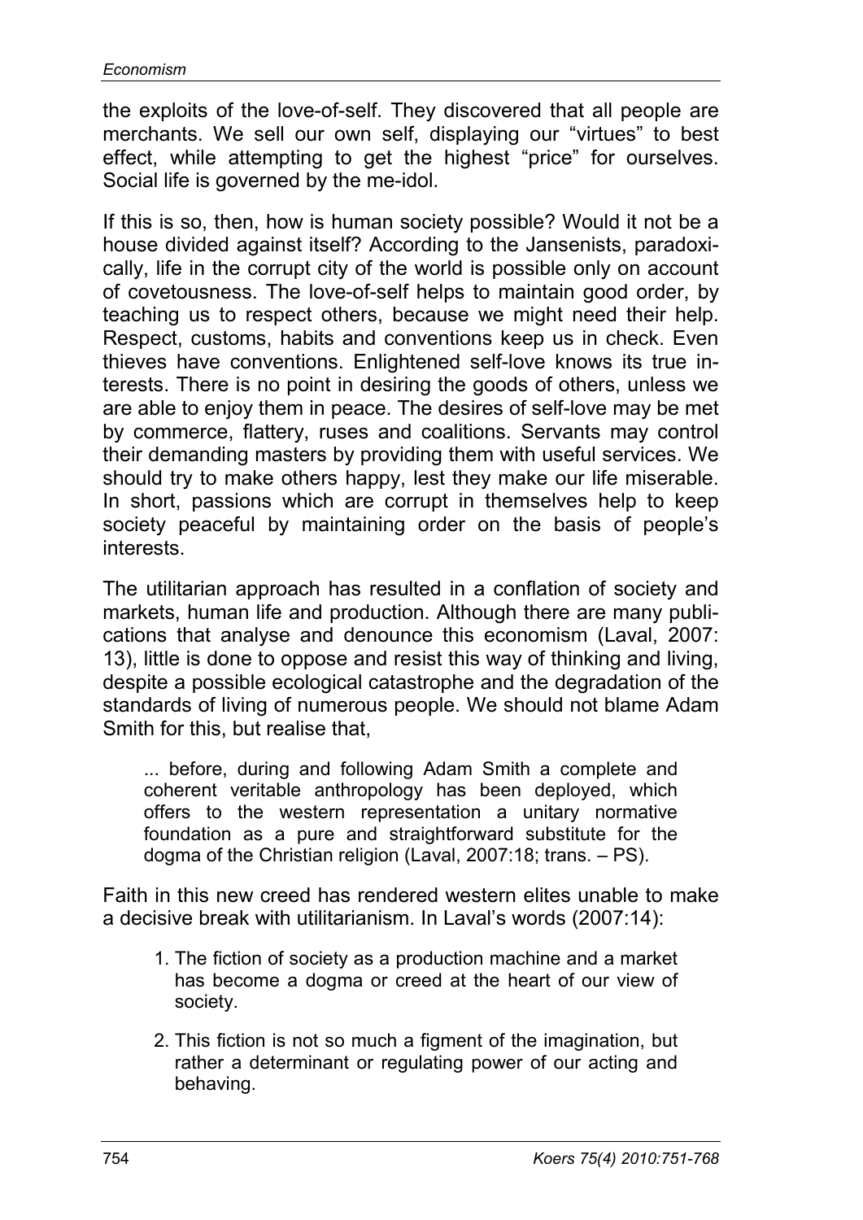the exploits of the love-of-self. They discovered that all people are merchants. We sell our own self, displaying our "virtues" to best effect, while attempting to get the highest "price" for ourselves. Social life is governed by the me-idol.

If this is so, then, how is human society possible? Would it not be a house divided against itself? According to the Jansenists, paradoxically, life in the corrupt city of the world is possible only on account of covetousness. The love-of-self helps to maintain good order, by teaching us to respect others, because we might need their help. Respect, customs, habits and conventions keep us in check. Even thieves have conventions. Enlightened self-love knows its true interests. There is no point in desiring the goods of others, unless we are able to enjoy them in peace. The desires of self-love may be met by commerce, flattery, ruses and coalitions. Servants may control their demanding masters by providing them with useful services. We should try to make others happy, lest they make our life miserable. In short, passions which are corrupt in themselves help to keep society peaceful by maintaining order on the basis of people's interests.

The utilitarian approach has resulted in a conflation of society and markets, human life and production. Although there are many publications that analyse and denounce this economism (Laval, 2007: 13), little is done to oppose and resist this way of thinking and living, despite a possible ecological catastrophe and the degradation of the standards of living of numerous people. We should not blame Adam Smith for this, but realise that,

> ... before, during and following Adam Smith a complete and coherent veritable anthropology has been deployed, which offers to the western representation a unitary normative foundation as a pure and straightforward substitute for the dogma of the Christian religion (Laval, 2007:18; trans. – PS).

Faith in this new creed has rendered western elites unable to make a decisive break with utilitarianism. In Laval's words (2007:14):

1. The fiction of society as a production machine and a market has become a dogma or creed at the heart of our view of society.
2. This fiction is not so much a figment of the imagination, but rather a determinant or regulating power of our acting and behaving.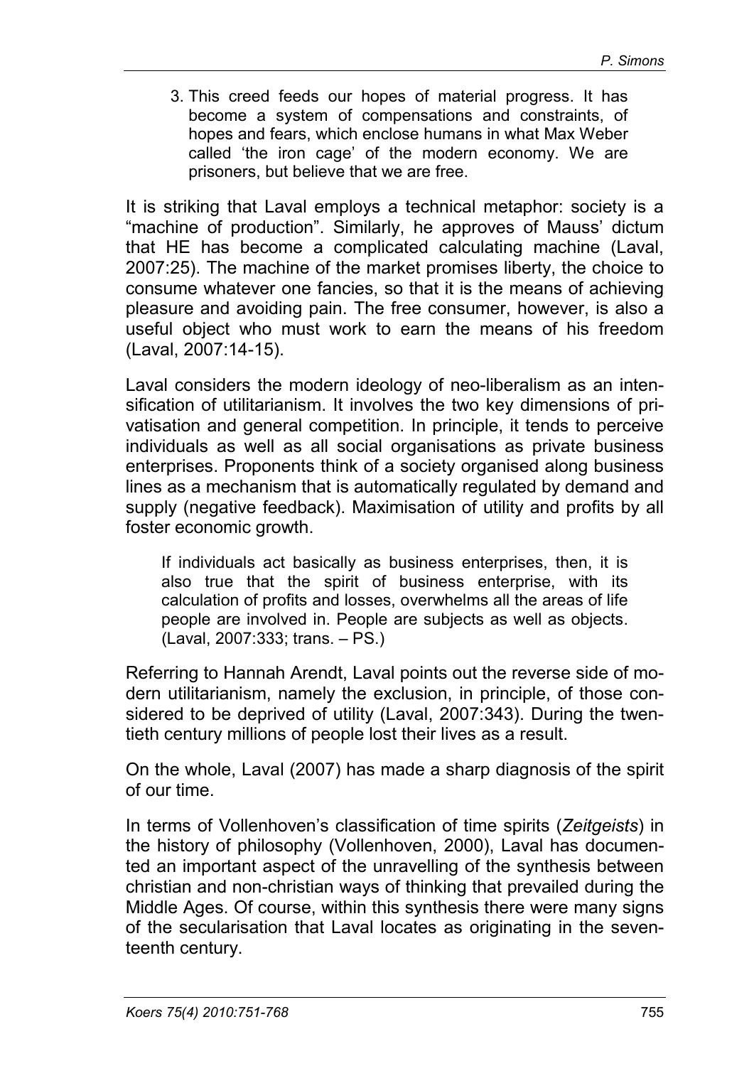3. This creed feeds our hopes of material progress. It has become a system of compensations and constraints, of hopes and fears, which enclose humans in what Max Weber called 'the iron cage' of the modern economy. We are prisoners, but believe that we are free.

It is striking that Laval employs a technical metaphor: society is a "machine of production". Similarly, he approves of Mauss' dictum that HE has become a complicated calculating machine (Laval, 2007:25). The machine of the market promises liberty, the choice to consume whatever one fancies, so that it is the means of achieving pleasure and avoiding pain. The free consumer, however, is also a useful object who must work to earn the means of his freedom (Laval, 2007:14-15).

Laval considers the modern ideology of neo-liberalism as an intensification of utilitarianism. It involves the two key dimensions of privatisation and general competition. In principle, it tends to perceive individuals as well as all social organisations as private business enterprises. Proponents think of a society organised along business lines as a mechanism that is automatically regulated by demand and supply (negative feedback). Maximisation of utility and profits by all foster economic growth.

> If individuals act basically as business enterprises, then, it is also true that the spirit of business enterprise, with its calculation of profits and losses, overwhelms all the areas of life people are involved in. People are subjects as well as objects. (Laval, 2007:333; trans. – PS.)

Referring to Hannah Arendt, Laval points out the reverse side of modern utilitarianism, namely the exclusion, in principle, of those considered to be deprived of utility (Laval, 2007:343). During the twentieth century millions of people lost their lives as a result.

On the whole, Laval (2007) has made a sharp diagnosis of the spirit of our time.

In terms of Vollenhoven's classification of time spirits (*Zeitgeists*) in the history of philosophy (Vollenhoven, 2000), Laval has documented an important aspect of the unravelling of the synthesis between christian and non-christian ways of thinking that prevailed during the Middle Ages. Of course, within this synthesis there were many signs of the secularisation that Laval locates as originating in the seventeenth century.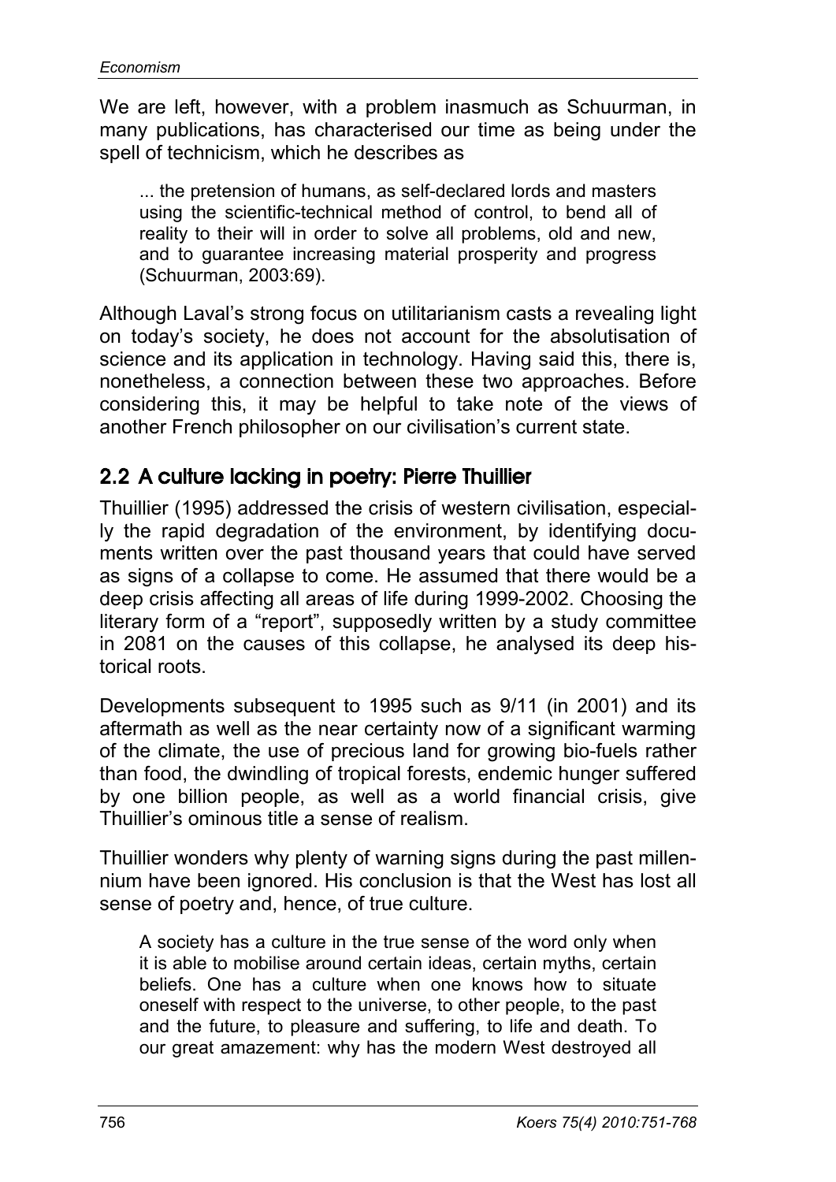We are left, however, with a problem inasmuch as Schuurman, in many publications, has characterised our time as being under the spell of technicism, which he describes as

> ... the pretension of humans, as self-declared lords and masters using the scientific-technical method of control, to bend all of reality to their will in order to solve all problems, old and new, and to guarantee increasing material prosperity and progress (Schuurman, 2003:69).

Although Laval's strong focus on utilitarianism casts a revealing light on today's society, he does not account for the absolutisation of science and its application in technology. Having said this, there is, nonetheless, a connection between these two approaches. Before considering this, it may be helpful to take note of the views of another French philosopher on our civilisation's current state.

## 2.2 A culture lacking in poetry: Pierre Thuillier

Thuillier (1995) addressed the crisis of western civilisation, especially the rapid degradation of the environment, by identifying documents written over the past thousand years that could have served as signs of a collapse to come. He assumed that there would be a deep crisis affecting all areas of life during 1999-2002. Choosing the literary form of a "report", supposedly written by a study committee in 2081 on the causes of this collapse, he analysed its deep historical roots.

Developments subsequent to 1995 such as 9/11 (in 2001) and its aftermath as well as the near certainty now of a significant warming of the climate, the use of precious land for growing bio-fuels rather than food, the dwindling of tropical forests, endemic hunger suffered by one billion people, as well as a world financial crisis, give Thuillier's ominous title a sense of realism.

Thuillier wonders why plenty of warning signs during the past millennium have been ignored. His conclusion is that the West has lost all sense of poetry and, hence, of true culture.

> A society has a culture in the true sense of the word only when it is able to mobilise around certain ideas, certain myths, certain beliefs. One has a culture when one knows how to situate oneself with respect to the universe, to other people, to the past and the future, to pleasure and suffering, to life and death. To our great amazement: why has the modern West destroyed all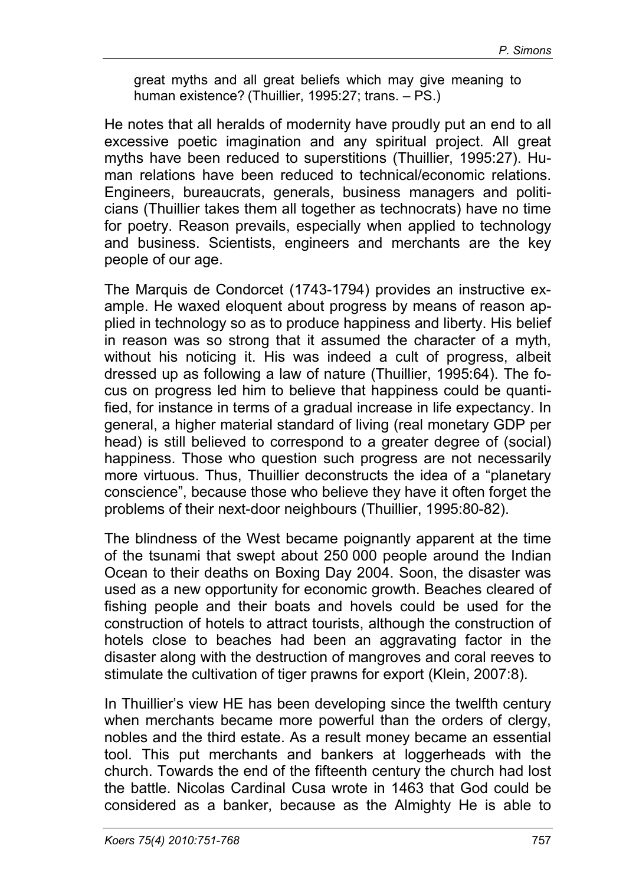> great myths and all great beliefs which may give meaning to human existence? (Thuillier, 1995:27; trans. – PS.)

He notes that all heralds of modernity have proudly put an end to all excessive poetic imagination and any spiritual project. All great myths have been reduced to superstitions (Thuillier, 1995:27). Human relations have been reduced to technical/economic relations. Engineers, bureaucrats, generals, business managers and politicians (Thuillier takes them all together as technocrats) have no time for poetry. Reason prevails, especially when applied to technology and business. Scientists, engineers and merchants are the key people of our age.

The Marquis de Condorcet (1743-1794) provides an instructive example. He waxed eloquent about progress by means of reason applied in technology so as to produce happiness and liberty. His belief in reason was so strong that it assumed the character of a myth, without his noticing it. His was indeed a cult of progress, albeit dressed up as following a law of nature (Thuillier, 1995:64). The focus on progress led him to believe that happiness could be quantified, for instance in terms of a gradual increase in life expectancy. In general, a higher material standard of living (real monetary GDP per head) is still believed to correspond to a greater degree of (social) happiness. Those who question such progress are not necessarily more virtuous. Thus, Thuillier deconstructs the idea of a "planetary conscience", because those who believe they have it often forget the problems of their next-door neighbours (Thuillier, 1995:80-82).

The blindness of the West became poignantly apparent at the time of the tsunami that swept about 250 000 people around the Indian Ocean to their deaths on Boxing Day 2004. Soon, the disaster was used as a new opportunity for economic growth. Beaches cleared of fishing people and their boats and hovels could be used for the construction of hotels to attract tourists, although the construction of hotels close to beaches had been an aggravating factor in the disaster along with the destruction of mangroves and coral reeves to stimulate the cultivation of tiger prawns for export (Klein, 2007:8).

In Thuillier's view HE has been developing since the twelfth century when merchants became more powerful than the orders of clergy, nobles and the third estate. As a result money became an essential tool. This put merchants and bankers at loggerheads with the church. Towards the end of the fifteenth century the church had lost the battle. Nicolas Cardinal Cusa wrote in 1463 that God could be considered as a banker, because as the Almighty He is able to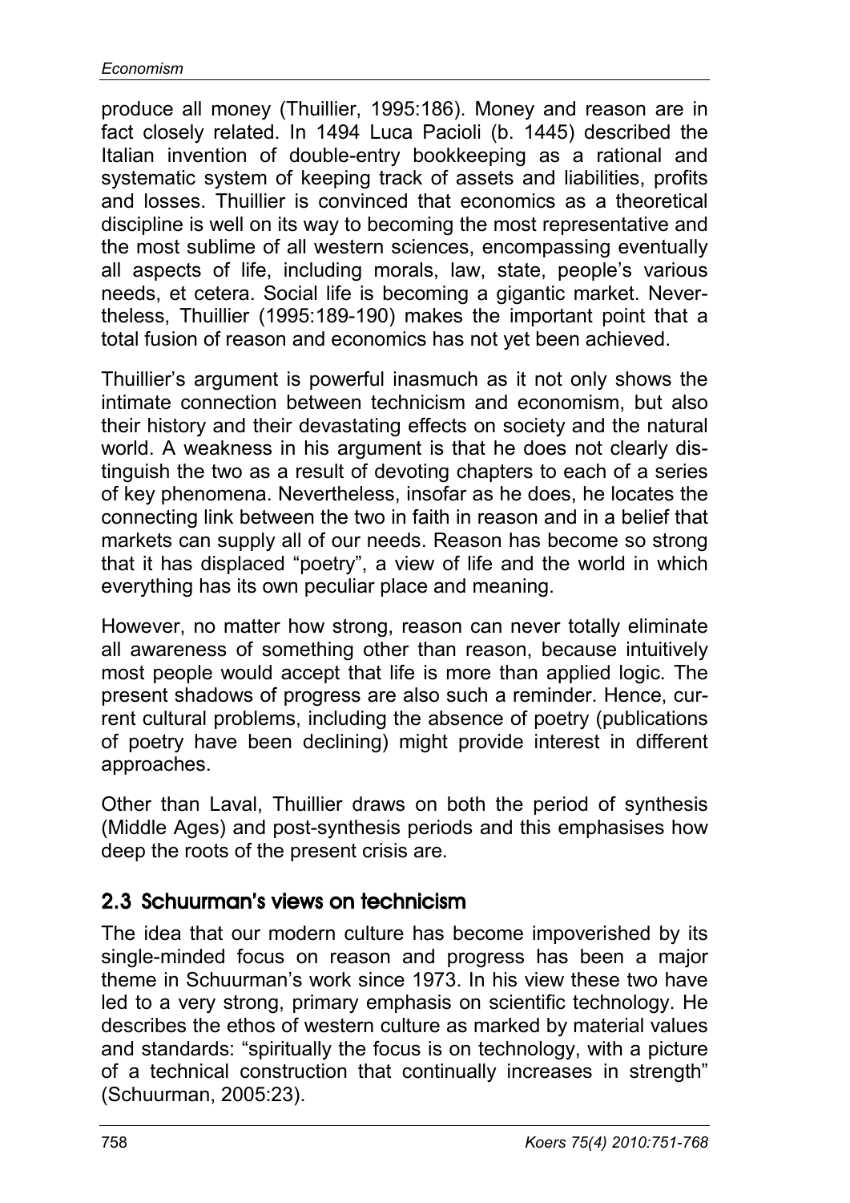produce all money (Thuillier, 1995:186). Money and reason are in fact closely related. In 1494 Luca Pacioli (b. 1445) described the Italian invention of double-entry bookkeeping as a rational and systematic system of keeping track of assets and liabilities, profits and losses. Thuillier is convinced that economics as a theoretical discipline is well on its way to becoming the most representative and the most sublime of all western sciences, encompassing eventually all aspects of life, including morals, law, state, people's various needs, et cetera. Social life is becoming a gigantic market. Nevertheless, Thuillier (1995:189-190) makes the important point that a total fusion of reason and economics has not yet been achieved.

Thuillier's argument is powerful inasmuch as it not only shows the intimate connection between technicism and economism, but also their history and their devastating effects on society and the natural world. A weakness in his argument is that he does not clearly distinguish the two as a result of devoting chapters to each of a series of key phenomena. Nevertheless, insofar as he does, he locates the connecting link between the two in faith in reason and in a belief that markets can supply all of our needs. Reason has become so strong that it has displaced "poetry", a view of life and the world in which everything has its own peculiar place and meaning.

However, no matter how strong, reason can never totally eliminate all awareness of something other than reason, because intuitively most people would accept that life is more than applied logic. The present shadows of progress are also such a reminder. Hence, current cultural problems, including the absence of poetry (publications of poetry have been declining) might provide interest in different approaches.

Other than Laval, Thuillier draws on both the period of synthesis (Middle Ages) and post-synthesis periods and this emphasises how deep the roots of the present crisis are.

## 2.3 Schuurman's views on technicism

The idea that our modern culture has become impoverished by its single-minded focus on reason and progress has been a major theme in Schuurman's work since 1973. In his view these two have led to a very strong, primary emphasis on scientific technology. He describes the ethos of western culture as marked by material values and standards: "spiritually the focus is on technology, with a picture of a technical construction that continually increases in strength" (Schuurman, 2005:23).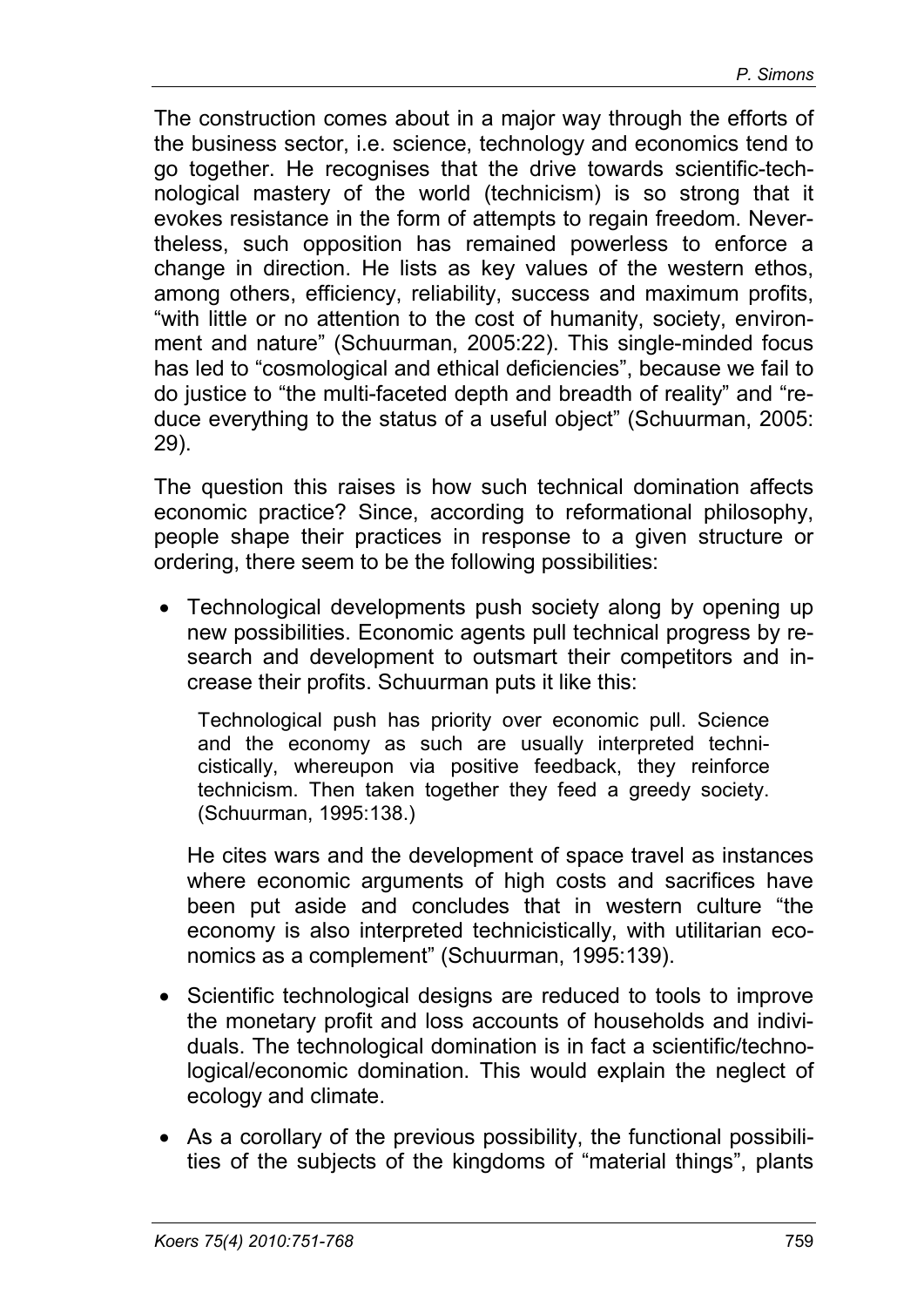The construction comes about in a major way through the efforts of the business sector, i.e. science, technology and economics tend to go together. He recognises that the drive towards scientific-technological mastery of the world (technicism) is so strong that it evokes resistance in the form of attempts to regain freedom. Nevertheless, such opposition has remained powerless to enforce a change in direction. He lists as key values of the western ethos, among others, efficiency, reliability, success and maximum profits, "with little or no attention to the cost of humanity, society, environment and nature" (Schuurman, 2005:22). This single-minded focus has led to "cosmological and ethical deficiencies", because we fail to do justice to "the multi-faceted depth and breadth of reality" and "reduce everything to the status of a useful object" (Schuurman, 2005: 29).

The question this raises is how such technical domination affects economic practice? Since, according to reformational philosophy, people shape their practices in response to a given structure or ordering, there seem to be the following possibilities:

- Technological developments push society along by opening up new possibilities. Economic agents pull technical progress by research and development to outsmart their competitors and increase their profits. Schuurman puts it like this:

  > Technological push has priority over economic pull. Science and the economy as such are usually interpreted technicistically, whereupon via positive feedback, they reinforce technicism. Then taken together they feed a greedy society. (Schuurman, 1995:138.)

  He cites wars and the development of space travel as instances where economic arguments of high costs and sacrifices have been put aside and concludes that in western culture "the economy is also interpreted technicistically, with utilitarian economics as a complement" (Schuurman, 1995:139).

- Scientific technological designs are reduced to tools to improve the monetary profit and loss accounts of households and individuals. The technological domination is in fact a scientific/technological/economic domination. This would explain the neglect of ecology and climate.

- As a corollary of the previous possibility, the functional possibilities of the subjects of the kingdoms of "material things", plants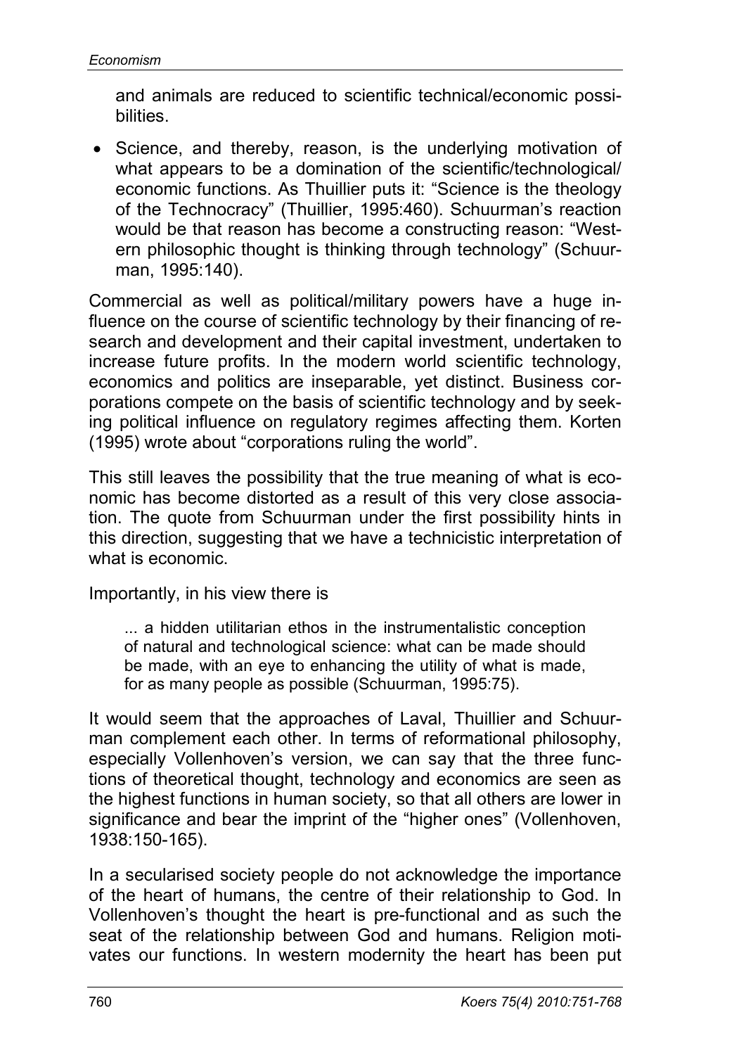and animals are reduced to scientific technical/economic possibilities.

- Science, and thereby, reason, is the underlying motivation of what appears to be a domination of the scientific/technological/economic functions. As Thuillier puts it: "Science is the theology of the Technocracy" (Thuillier, 1995:460). Schuurman's reaction would be that reason has become a constructing reason: "Western philosophic thought is thinking through technology" (Schuurman, 1995:140).

Commercial as well as political/military powers have a huge influence on the course of scientific technology by their financing of research and development and their capital investment, undertaken to increase future profits. In the modern world scientific technology, economics and politics are inseparable, yet distinct. Business corporations compete on the basis of scientific technology and by seeking political influence on regulatory regimes affecting them. Korten (1995) wrote about "corporations ruling the world".

This still leaves the possibility that the true meaning of what is economic has become distorted as a result of this very close association. The quote from Schuurman under the first possibility hints in this direction, suggesting that we have a technicistic interpretation of what is economic.

Importantly, in his view there is

> ... a hidden utilitarian ethos in the instrumentalistic conception of natural and technological science: what can be made should be made, with an eye to enhancing the utility of what is made, for as many people as possible (Schuurman, 1995:75).

It would seem that the approaches of Laval, Thuillier and Schuurman complement each other. In terms of reformational philosophy, especially Vollenhoven's version, we can say that the three functions of theoretical thought, technology and economics are seen as the highest functions in human society, so that all others are lower in significance and bear the imprint of the "higher ones" (Vollenhoven, 1938:150-165).

In a secularised society people do not acknowledge the importance of the heart of humans, the centre of their relationship to God. In Vollenhoven's thought the heart is pre-functional and as such the seat of the relationship between God and humans. Religion motivates our functions. In western modernity the heart has been put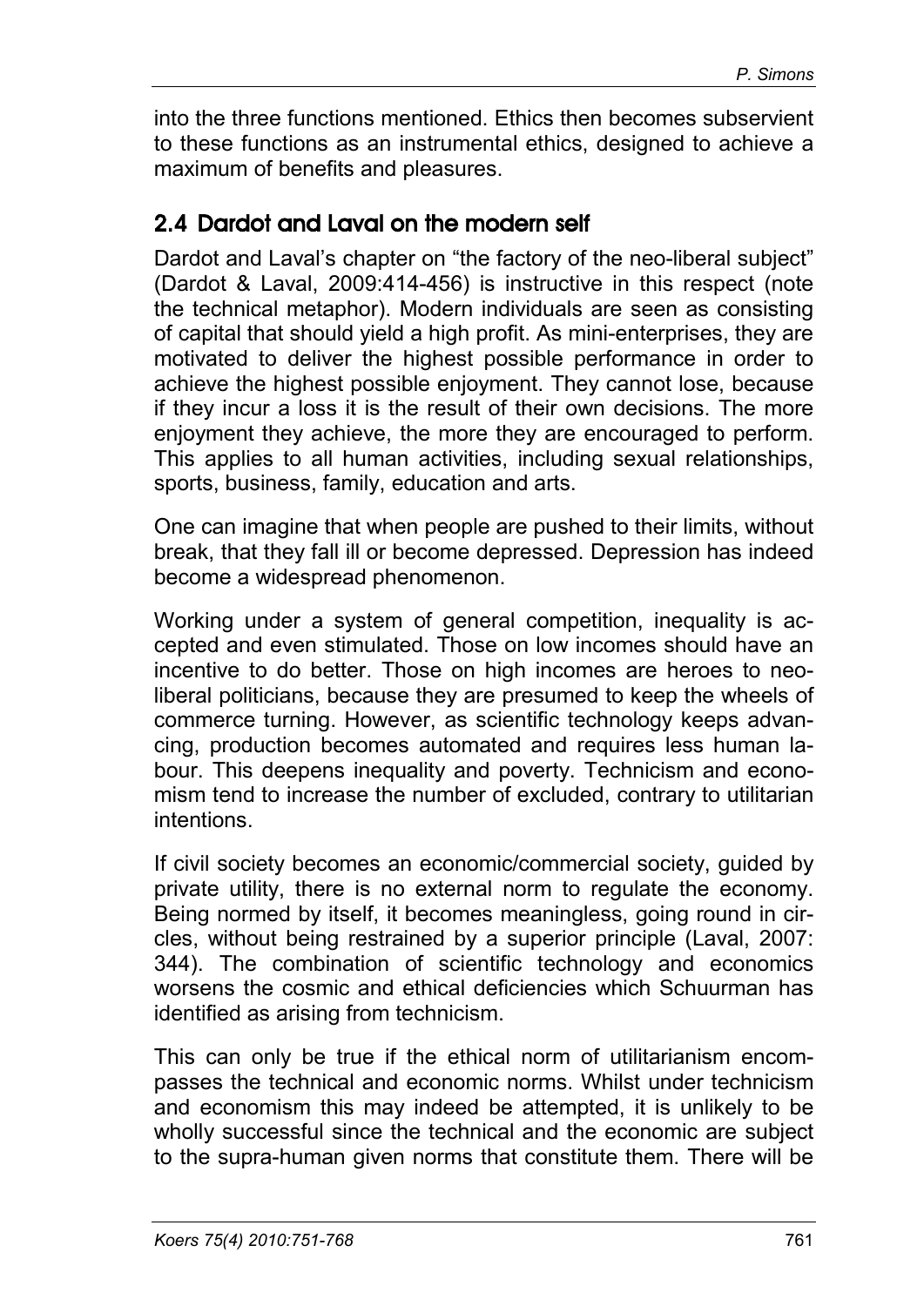into the three functions mentioned. Ethics then becomes subservient to these functions as an instrumental ethics, designed to achieve a maximum of benefits and pleasures.

## 2.4 Dardot and Laval on the modern self

Dardot and Laval's chapter on "the factory of the neo-liberal subject" (Dardot & Laval, 2009:414-456) is instructive in this respect (note the technical metaphor). Modern individuals are seen as consisting of capital that should yield a high profit. As mini-enterprises, they are motivated to deliver the highest possible performance in order to achieve the highest possible enjoyment. They cannot lose, because if they incur a loss it is the result of their own decisions. The more enjoyment they achieve, the more they are encouraged to perform. This applies to all human activities, including sexual relationships, sports, business, family, education and arts.

One can imagine that when people are pushed to their limits, without break, that they fall ill or become depressed. Depression has indeed become a widespread phenomenon.

Working under a system of general competition, inequality is accepted and even stimulated. Those on low incomes should have an incentive to do better. Those on high incomes are heroes to neo-liberal politicians, because they are presumed to keep the wheels of commerce turning. However, as scientific technology keeps advancing, production becomes automated and requires less human labour. This deepens inequality and poverty. Technicism and economism tend to increase the number of excluded, contrary to utilitarian intentions.

If civil society becomes an economic/commercial society, guided by private utility, there is no external norm to regulate the economy. Being normed by itself, it becomes meaningless, going round in circles, without being restrained by a superior principle (Laval, 2007: 344). The combination of scientific technology and economics worsens the cosmic and ethical deficiencies which Schuurman has identified as arising from technicism.

This can only be true if the ethical norm of utilitarianism encompasses the technical and economic norms. Whilst under technicism and economism this may indeed be attempted, it is unlikely to be wholly successful since the technical and the economic are subject to the supra-human given norms that constitute them. There will be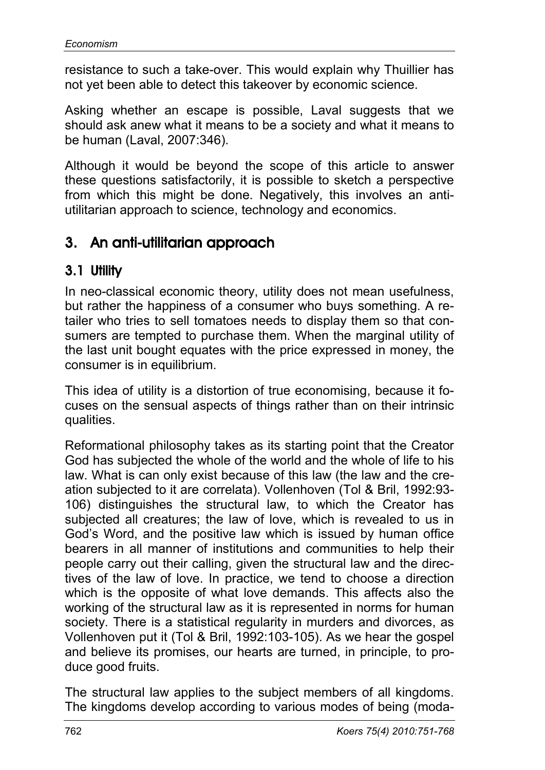resistance to such a take-over. This would explain why Thuillier has not yet been able to detect this takeover by economic science.

Asking whether an escape is possible, Laval suggests that we should ask anew what it means to be a society and what it means to be human (Laval, 2007:346).

Although it would be beyond the scope of this article to answer these questions satisfactorily, it is possible to sketch a perspective from which this might be done. Negatively, this involves an anti-utilitarian approach to science, technology and economics.

## 3. An anti-utilitarian approach

### 3.1 Utility

In neo-classical economic theory, utility does not mean usefulness, but rather the happiness of a consumer who buys something. A retailer who tries to sell tomatoes needs to display them so that consumers are tempted to purchase them. When the marginal utility of the last unit bought equates with the price expressed in money, the consumer is in equilibrium.

This idea of utility is a distortion of true economising, because it focuses on the sensual aspects of things rather than on their intrinsic qualities.

Reformational philosophy takes as its starting point that the Creator God has subjected the whole of the world and the whole of life to his law. What is can only exist because of this law (the law and the creation subjected to it are correlata). Vollenhoven (Tol & Bril, 1992:93-106) distinguishes the structural law, to which the Creator has subjected all creatures; the law of love, which is revealed to us in God's Word, and the positive law which is issued by human office bearers in all manner of institutions and communities to help their people carry out their calling, given the structural law and the directives of the law of love. In practice, we tend to choose a direction which is the opposite of what love demands. This affects also the working of the structural law as it is represented in norms for human society. There is a statistical regularity in murders and divorces, as Vollenhoven put it (Tol & Bril, 1992:103-105). As we hear the gospel and believe its promises, our hearts are turned, in principle, to produce good fruits.

The structural law applies to the subject members of all kingdoms. The kingdoms develop according to various modes of being (moda-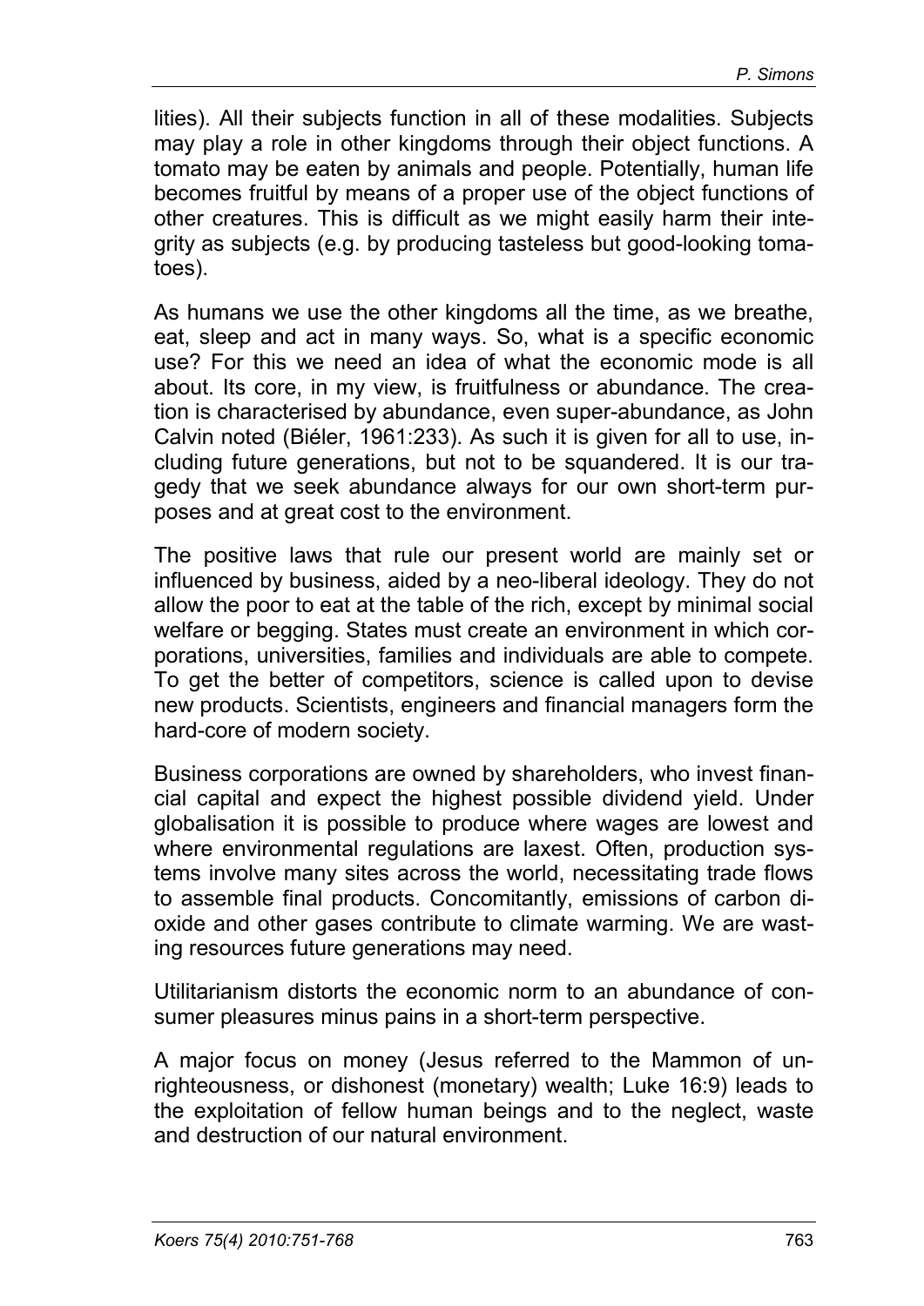lities). All their subjects function in all of these modalities. Subjects may play a role in other kingdoms through their object functions. A tomato may be eaten by animals and people. Potentially, human life becomes fruitful by means of a proper use of the object functions of other creatures. This is difficult as we might easily harm their integrity as subjects (e.g. by producing tasteless but good-looking tomatoes).

As humans we use the other kingdoms all the time, as we breathe, eat, sleep and act in many ways. So, what is a specific economic use? For this we need an idea of what the economic mode is all about. Its core, in my view, is fruitfulness or abundance. The creation is characterised by abundance, even super-abundance, as John Calvin noted (Biéler, 1961:233). As such it is given for all to use, including future generations, but not to be squandered. It is our tragedy that we seek abundance always for our own short-term purposes and at great cost to the environment.

The positive laws that rule our present world are mainly set or influenced by business, aided by a neo-liberal ideology. They do not allow the poor to eat at the table of the rich, except by minimal social welfare or begging. States must create an environment in which corporations, universities, families and individuals are able to compete. To get the better of competitors, science is called upon to devise new products. Scientists, engineers and financial managers form the hard-core of modern society.

Business corporations are owned by shareholders, who invest financial capital and expect the highest possible dividend yield. Under globalisation it is possible to produce where wages are lowest and where environmental regulations are laxest. Often, production systems involve many sites across the world, necessitating trade flows to assemble final products. Concomitantly, emissions of carbon dioxide and other gases contribute to climate warming. We are wasting resources future generations may need.

Utilitarianism distorts the economic norm to an abundance of consumer pleasures minus pains in a short-term perspective.

A major focus on money (Jesus referred to the Mammon of unrighteousness, or dishonest (monetary) wealth; Luke 16:9) leads to the exploitation of fellow human beings and to the neglect, waste and destruction of our natural environment.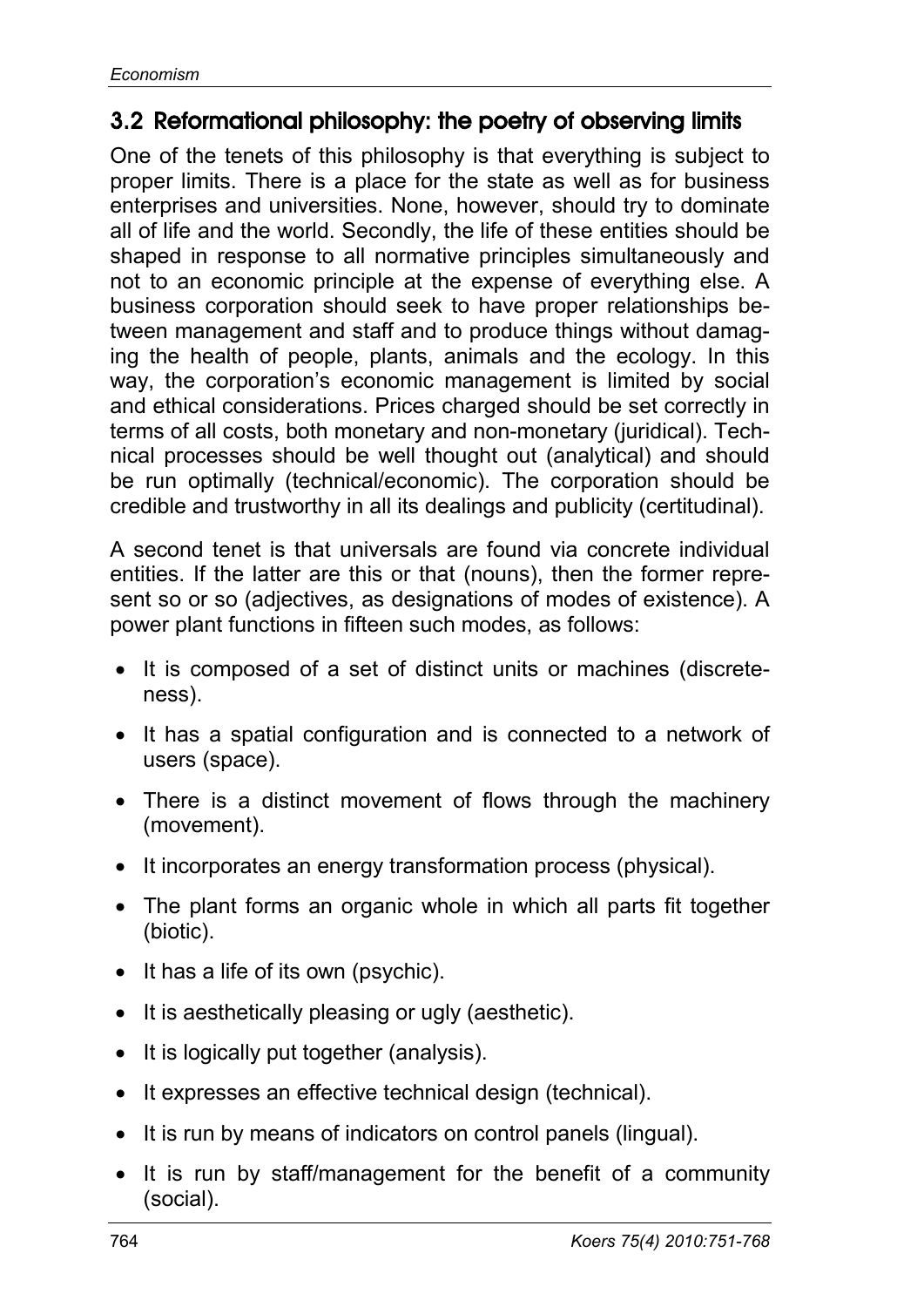## 3.2 Reformational philosophy: the poetry of observing limits

One of the tenets of this philosophy is that everything is subject to proper limits. There is a place for the state as well as for business enterprises and universities. None, however, should try to dominate all of life and the world. Secondly, the life of these entities should be shaped in response to all normative principles simultaneously and not to an economic principle at the expense of everything else. A business corporation should seek to have proper relationships between management and staff and to produce things without damaging the health of people, plants, animals and the ecology. In this way, the corporation's economic management is limited by social and ethical considerations. Prices charged should be set correctly in terms of all costs, both monetary and non-monetary (juridical). Technical processes should be well thought out (analytical) and should be run optimally (technical/economic). The corporation should be credible and trustworthy in all its dealings and publicity (certitudinal).

A second tenet is that universals are found via concrete individual entities. If the latter are this or that (nouns), then the former represent so or so (adjectives, as designations of modes of existence). A power plant functions in fifteen such modes, as follows:

- It is composed of a set of distinct units or machines (discreteness).
- It has a spatial configuration and is connected to a network of users (space).
- There is a distinct movement of flows through the machinery (movement).
- It incorporates an energy transformation process (physical).
- The plant forms an organic whole in which all parts fit together (biotic).
- It has a life of its own (psychic).
- It is aesthetically pleasing or ugly (aesthetic).
- It is logically put together (analysis).
- It expresses an effective technical design (technical).
- It is run by means of indicators on control panels (lingual).
- It is run by staff/management for the benefit of a community (social).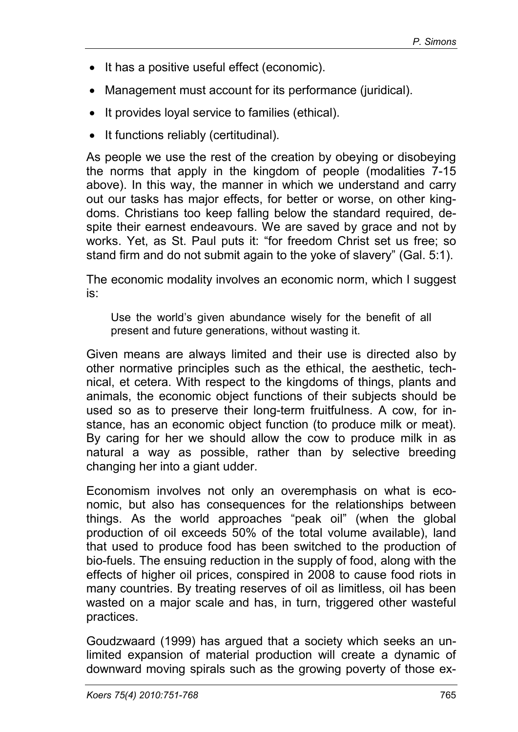- It has a positive useful effect (economic).
- Management must account for its performance (juridical).
- It provides loyal service to families (ethical).
- It functions reliably (certitudinal).

As people we use the rest of the creation by obeying or disobeying the norms that apply in the kingdom of people (modalities 7-15 above). In this way, the manner in which we understand and carry out our tasks has major effects, for better or worse, on other kingdoms. Christians too keep falling below the standard required, despite their earnest endeavours. We are saved by grace and not by works. Yet, as St. Paul puts it: "for freedom Christ set us free; so stand firm and do not submit again to the yoke of slavery" (Gal. 5:1).

The economic modality involves an economic norm, which I suggest is:

> Use the world's given abundance wisely for the benefit of all present and future generations, without wasting it.

Given means are always limited and their use is directed also by other normative principles such as the ethical, the aesthetic, technical, et cetera. With respect to the kingdoms of things, plants and animals, the economic object functions of their subjects should be used so as to preserve their long-term fruitfulness. A cow, for instance, has an economic object function (to produce milk or meat). By caring for her we should allow the cow to produce milk in as natural a way as possible, rather than by selective breeding changing her into a giant udder.

Economism involves not only an overemphasis on what is economic, but also has consequences for the relationships between things. As the world approaches "peak oil" (when the global production of oil exceeds 50% of the total volume available), land that used to produce food has been switched to the production of bio-fuels. The ensuing reduction in the supply of food, along with the effects of higher oil prices, conspired in 2008 to cause food riots in many countries. By treating reserves of oil as limitless, oil has been wasted on a major scale and has, in turn, triggered other wasteful practices.

Goudzwaard (1999) has argued that a society which seeks an unlimited expansion of material production will create a dynamic of downward moving spirals such as the growing poverty of those ex-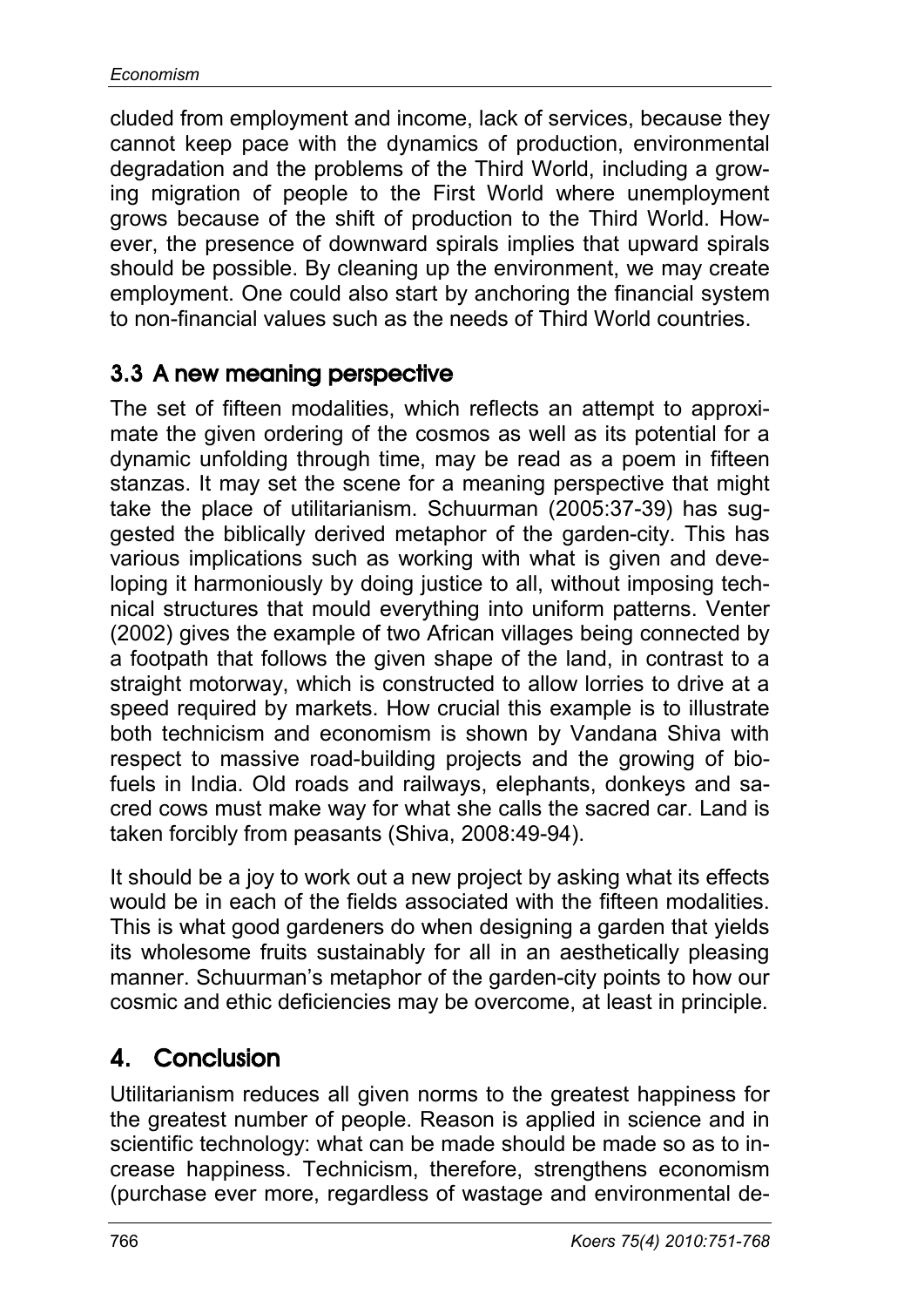cluded from employment and income, lack of services, because they cannot keep pace with the dynamics of production, environmental degradation and the problems of the Third World, including a growing migration of people to the First World where unemployment grows because of the shift of production to the Third World. However, the presence of downward spirals implies that upward spirals should be possible. By cleaning up the environment, we may create employment. One could also start by anchoring the financial system to non-financial values such as the needs of Third World countries.

### 3.3 A new meaning perspective

The set of fifteen modalities, which reflects an attempt to approximate the given ordering of the cosmos as well as its potential for a dynamic unfolding through time, may be read as a poem in fifteen stanzas. It may set the scene for a meaning perspective that might take the place of utilitarianism. Schuurman (2005:37-39) has suggested the biblically derived metaphor of the garden-city. This has various implications such as working with what is given and developing it harmoniously by doing justice to all, without imposing technical structures that mould everything into uniform patterns. Venter (2002) gives the example of two African villages being connected by a footpath that follows the given shape of the land, in contrast to a straight motorway, which is constructed to allow lorries to drive at a speed required by markets. How crucial this example is to illustrate both technicism and economism is shown by Vandana Shiva with respect to massive road-building projects and the growing of biofuels in India. Old roads and railways, elephants, donkeys and sacred cows must make way for what she calls the sacred car. Land is taken forcibly from peasants (Shiva, 2008:49-94).

It should be a joy to work out a new project by asking what its effects would be in each of the fields associated with the fifteen modalities. This is what good gardeners do when designing a garden that yields its wholesome fruits sustainably for all in an aesthetically pleasing manner. Schuurman's metaphor of the garden-city points to how our cosmic and ethic deficiencies may be overcome, at least in principle.

## 4. Conclusion

Utilitarianism reduces all given norms to the greatest happiness for the greatest number of people. Reason is applied in science and in scientific technology: what can be made should be made so as to increase happiness. Technicism, therefore, strengthens economism (purchase ever more, regardless of wastage and environmental de-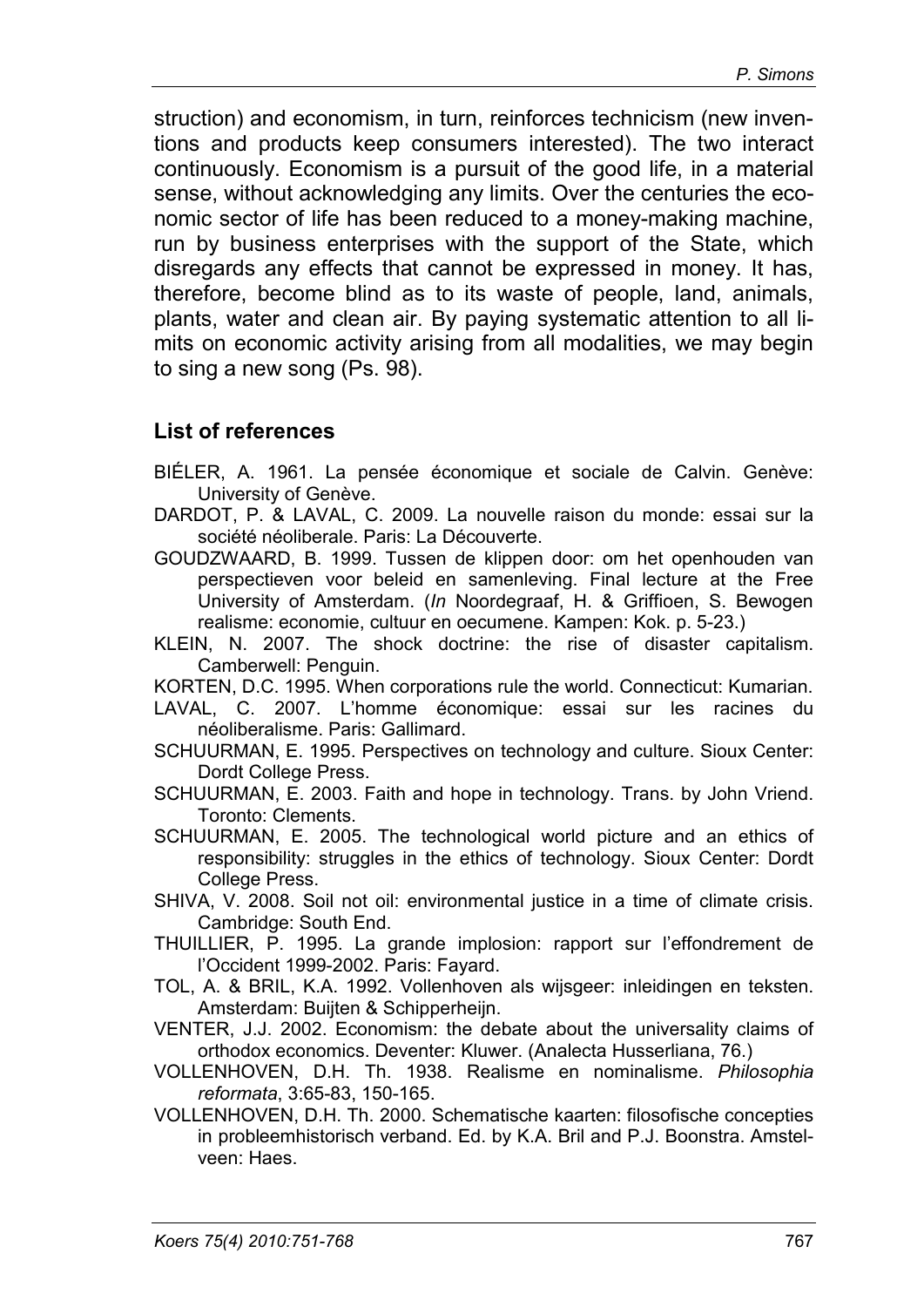struction) and economism, in turn, reinforces technicism (new inventions and products keep consumers interested). The two interact continuously. Economism is a pursuit of the good life, in a material sense, without acknowledging any limits. Over the centuries the economic sector of life has been reduced to a money-making machine, run by business enterprises with the support of the State, which disregards any effects that cannot be expressed in money. It has, therefore, become blind as to its waste of people, land, animals, plants, water and clean air. By paying systematic attention to all limits on economic activity arising from all modalities, we may begin to sing a new song (Ps. 98).

## List of references

BIÉLER, A. 1961. La pensée économique et sociale de Calvin. Genève: University of Genève.

DARDOT, P. & LAVAL, C. 2009. La nouvelle raison du monde: essai sur la société néoliberale. Paris: La Découverte.

GOUDZWAARD, B. 1999. Tussen de klippen door: om het openhouden van perspectieven voor beleid en samenleving. Final lecture at the Free University of Amsterdam. (*In* Noordegraaf, H. & Griffioen, S. Bewogen realisme: economie, cultuur en oecumene. Kampen: Kok. p. 5-23.)

KLEIN, N. 2007. The shock doctrine: the rise of disaster capitalism. Camberwell: Penguin.

KORTEN, D.C. 1995. When corporations rule the world. Connecticut: Kumarian.

LAVAL, C. 2007. L'homme économique: essai sur les racines du néoliberalisme. Paris: Gallimard.

SCHUURMAN, E. 1995. Perspectives on technology and culture. Sioux Center: Dordt College Press.

SCHUURMAN, E. 2003. Faith and hope in technology. Trans. by John Vriend. Toronto: Clements.

SCHUURMAN, E. 2005. The technological world picture and an ethics of responsibility: struggles in the ethics of technology. Sioux Center: Dordt College Press.

SHIVA, V. 2008. Soil not oil: environmental justice in a time of climate crisis. Cambridge: South End.

THUILLIER, P. 1995. La grande implosion: rapport sur l'effondrement de l'Occident 1999-2002. Paris: Fayard.

TOL, A. & BRIL, K.A. 1992. Vollenhoven als wijsgeer: inleidingen en teksten. Amsterdam: Buijten & Schipperheijn.

VENTER, J.J. 2002. Economism: the debate about the universality claims of orthodox economics. Deventer: Kluwer. (Analecta Husserliana, 76.)

VOLLENHOVEN, D.H. Th. 1938. Realisme en nominalisme. *Philosophia reformata*, 3:65-83, 150-165.

VOLLENHOVEN, D.H. Th. 2000. Schematische kaarten: filosofische concepties in probleemhistorisch verband. Ed. by K.A. Bril and P.J. Boonstra. Amstelveen: Haes.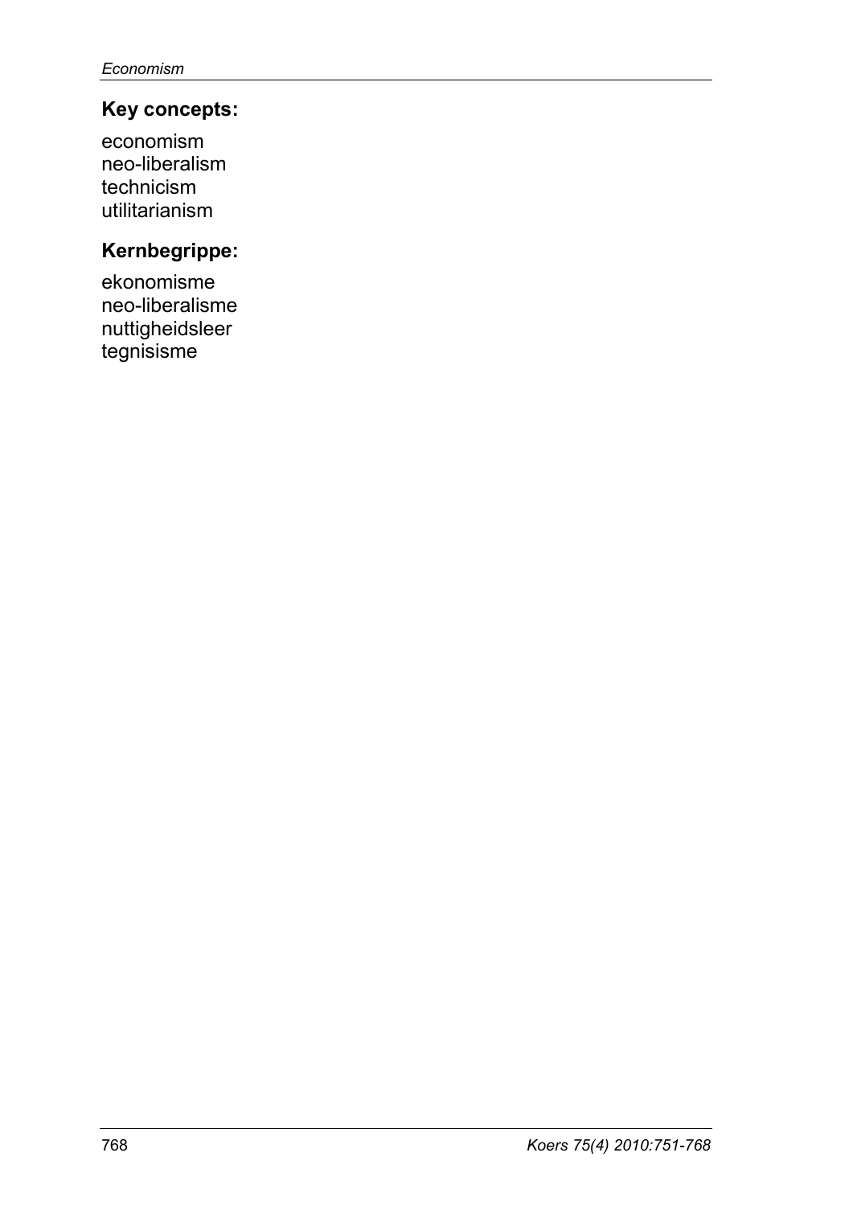**Key concepts:**

economism
neo-liberalism
technicism
utilitarianism

**Kernbegrippe:**

ekonomisme
neo-liberalisme
nuttigheidsleer
tegnisisme